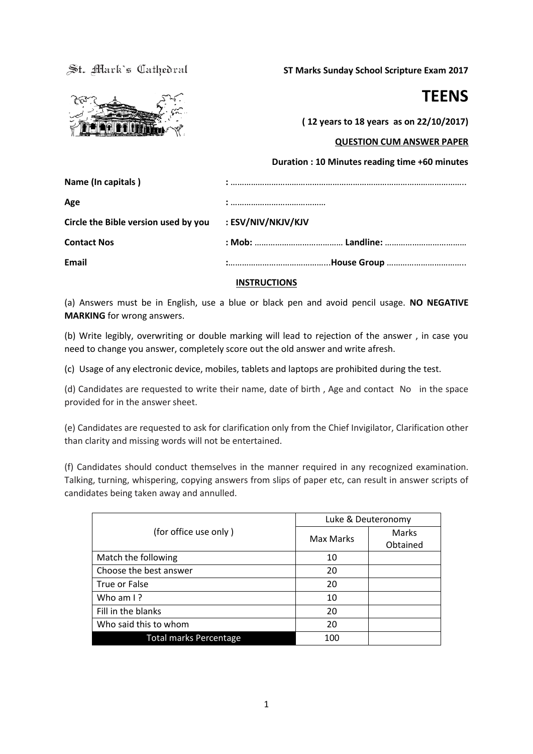St. Mark's Cathedral

**ST Marks Sunday School Scripture Exam 2017**

# TEENS

**( 12 years to 18 years as on 22/10/2017)**

**QUESTION CUM ANSWER PAPER**

**Duration : 10 Minutes reading time +60 minutes**

**Name (In capitals )** **:** ……………………………………………………………………………………………..

**Age** **:** ……………………………………

**Circle the Bible version used by you** **: ESV/NIV/NKJV/KJV**

**Contact Nos** **: Mob:** ………………………………… **Landline:** ………………………………

**Email** **:**……………………………………...**House Group** ……………………………..

**INSTRUCTIONS**

(a) Answers must be in English, use a blue or black pen and avoid pencil usage. **NO NEGATIVE MARKING** for wrong answers.

(b) Write legibly, overwriting or double marking will lead to rejection of the answer , in case you need to change you answer, completely score out the old answer and write afresh.

(c) Usage of any electronic device, mobiles, tablets and laptops are prohibited during the test.

(d) Candidates are requested to write their name, date of birth , Age and contact No in the space provided for in the answer sheet.

(e) Candidates are requested to ask for clarification only from the Chief Invigilator, Clarification other than clarity and missing words will not be entertained.

(f) Candidates should conduct themselves in the manner required in any recognized examination. Talking, turning, whispering, copying answers from slips of paper etc, can result in answer scripts of candidates being taken away and annulled.

| (for office use only ) | Luke & Deuteronomy | |
|---|---|---|
| | Max Marks | Marks Obtained |
| Match the following | 10 | |
| Choose the best answer | 20 | |
| True or False | 20 | |
| Who am I ? | 10 | |
| Fill in the blanks | 20 | |
| Who said this to whom | 20 | |
| Total marks Percentage | 100 | |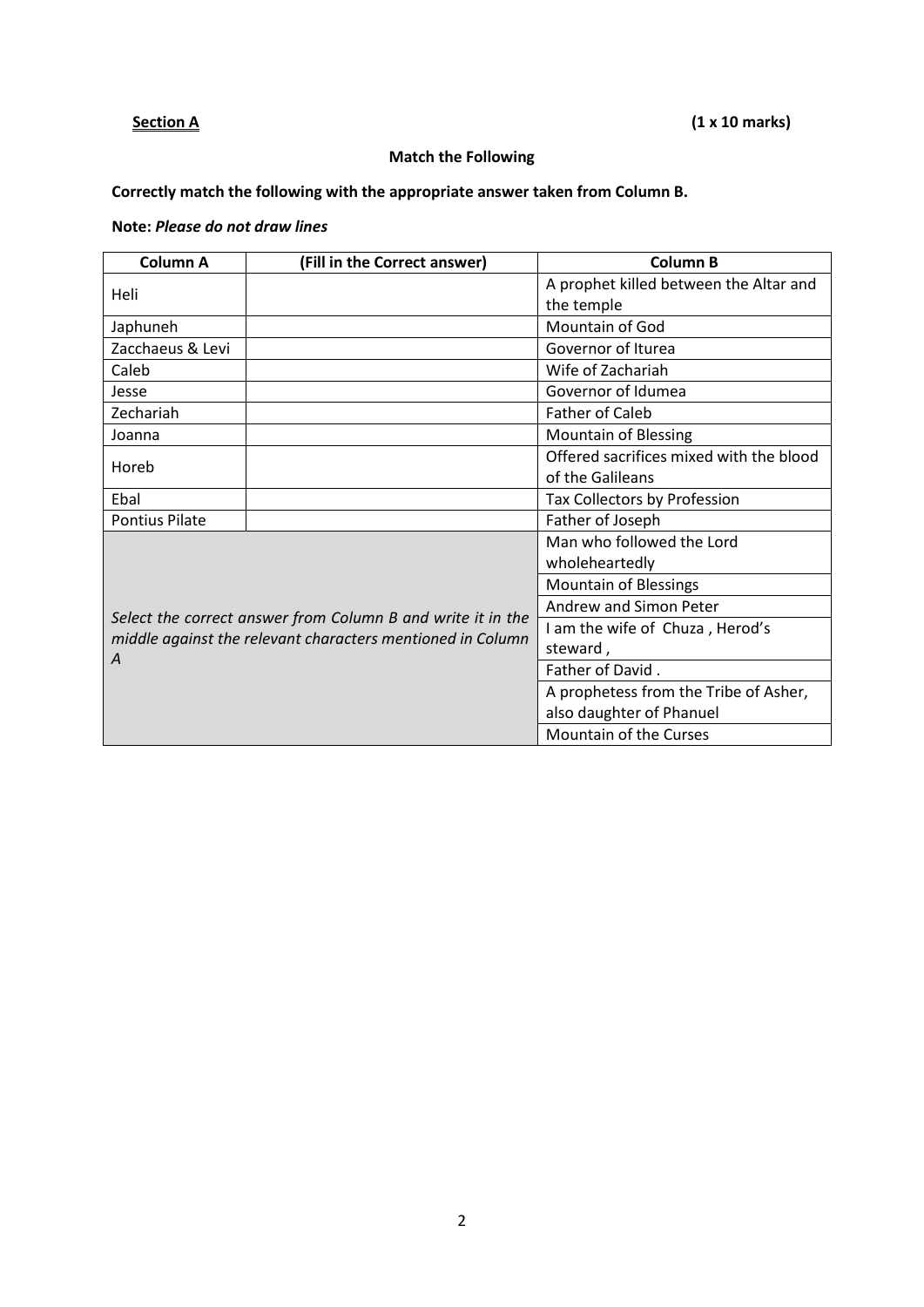**Section A** **(1 x 10 marks)**

**Match the Following**

**Correctly match the following with the appropriate answer taken from Column B.**

**Note:** *Please do not draw lines*

| Column A | (Fill in the Correct answer) | Column B |
|---|---|---|
| Heli | | A prophet killed between the Altar and the temple |
| Japhuneh | | Mountain of God |
| Zacchaeus & Levi | | Governor of Iturea |
| Caleb | | Wife of Zachariah |
| Jesse | | Governor of Idumea |
| Zechariah | | Father of Caleb |
| Joanna | | Mountain of Blessing |
| Horeb | | Offered sacrifices mixed with the blood of the Galileans |
| Ebal | | Tax Collectors by Profession |
| Pontius Pilate | | Father of Joseph |
| *Select the correct answer from Column B and write it in the middle against the relevant characters mentioned in Column A* | | Man who followed the Lord wholeheartedly |
| | | Mountain of Blessings |
| | | Andrew and Simon Peter |
| | | I am the wife of Chuza , Herod's steward , |
| | | Father of David . |
| | | A prophetess from the Tribe of Asher, also daughter of Phanuel |
| | | Mountain of the Curses |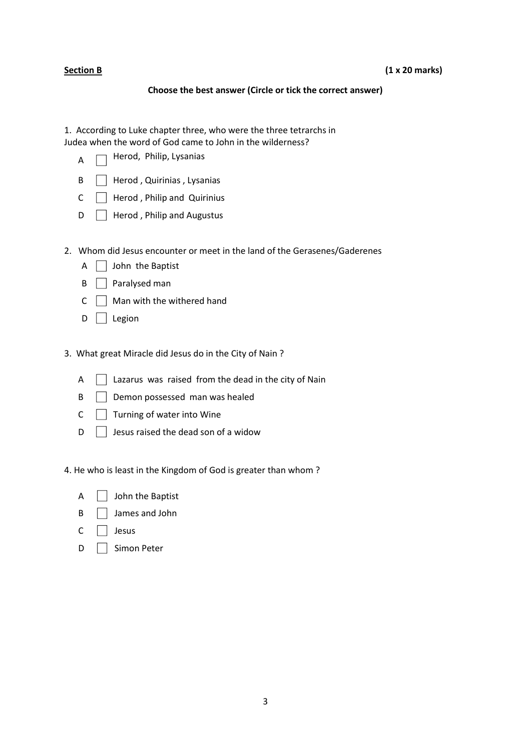**Section B** **(1 x 20 marks)**

**Choose the best answer (Circle or tick the correct answer)**

1. According to Luke chapter three, who were the three tetrarchs in Judea when the word of God came to John in the wilderness?

   A ☐ Herod, Philip, Lysanias

   B ☐ Herod , Quirinias , Lysanias

   C ☐ Herod , Philip and Quirinius

   D ☐ Herod , Philip and Augustus

2. Whom did Jesus encounter or meet in the land of the Gerasenes/Gaderenes

   A ☐ John the Baptist

   B ☐ Paralysed man

   C ☐ Man with the withered hand

   D ☐ Legion

3. What great Miracle did Jesus do in the City of Nain ?

   A ☐ Lazarus was raised from the dead in the city of Nain

   B ☐ Demon possessed man was healed

   C ☐ Turning of water into Wine

   D ☐ Jesus raised the dead son of a widow

4. He who is least in the Kingdom of God is greater than whom ?

   A ☐ John the Baptist

   B ☐ James and John

   C ☐ Jesus

   D ☐ Simon Peter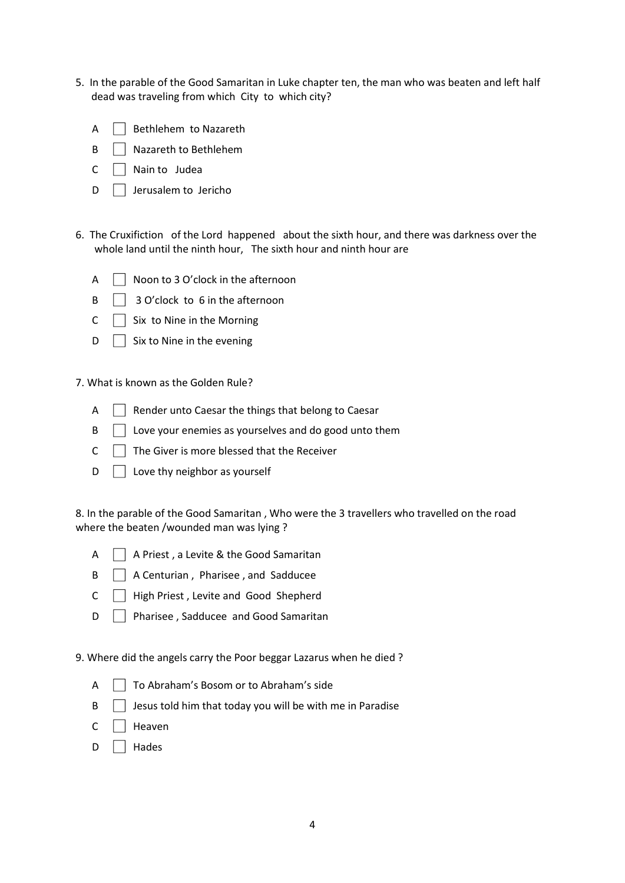5. In the parable of the Good Samaritan in Luke chapter ten, the man who was beaten and left half dead was traveling from which City to which city?

- A ☐ Bethlehem to Nazareth
- B ☐ Nazareth to Bethlehem
- C ☐ Nain to Judea
- D ☐ Jerusalem to Jericho

6. The Cruxifiction of the Lord happened about the sixth hour, and there was darkness over the whole land until the ninth hour, The sixth hour and ninth hour are

- A ☐ Noon to 3 O'clock in the afternoon
- B ☐ 3 O'clock to 6 in the afternoon
- C ☐ Six to Nine in the Morning
- D ☐ Six to Nine in the evening

7. What is known as the Golden Rule?

- A ☐ Render unto Caesar the things that belong to Caesar
- B ☐ Love your enemies as yourselves and do good unto them
- C ☐ The Giver is more blessed that the Receiver
- D ☐ Love thy neighbor as yourself

8. In the parable of the Good Samaritan , Who were the 3 travellers who travelled on the road where the beaten /wounded man was lying ?

- A ☐ A Priest , a Levite & the Good Samaritan
- B ☐ A Centurian , Pharisee , and Sadducee
- C ☐ High Priest , Levite and Good Shepherd
- D ☐ Pharisee , Sadducee and Good Samaritan

9. Where did the angels carry the Poor beggar Lazarus when he died ?

- A ☐ To Abraham's Bosom or to Abraham's side
- B ☐ Jesus told him that today you will be with me in Paradise
- C ☐ Heaven
- D ☐ Hades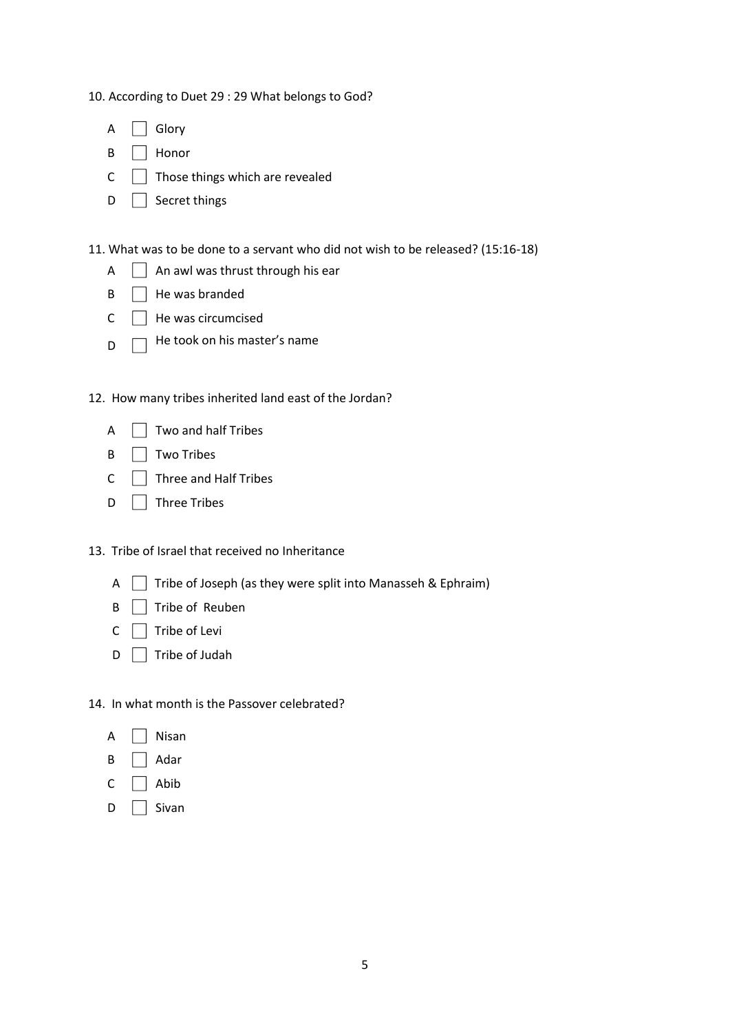10. According to Duet 29 : 29 What belongs to God?

- A ☐ Glory
- B ☐ Honor
- C ☐ Those things which are revealed
- D ☐ Secret things

11. What was to be done to a servant who did not wish to be released? (15:16-18)

- A ☐ An awl was thrust through his ear
- B ☐ He was branded
- C ☐ He was circumcised
- D ☐ He took on his master's name

12. How many tribes inherited land east of the Jordan?

- A ☐ Two and half Tribes
- B ☐ Two Tribes
- C ☐ Three and Half Tribes
- D ☐ Three Tribes

13. Tribe of Israel that received no Inheritance

- A ☐ Tribe of Joseph (as they were split into Manasseh & Ephraim)
- B ☐ Tribe of Reuben
- C ☐ Tribe of Levi
- D ☐ Tribe of Judah

14. In what month is the Passover celebrated?

- A ☐ Nisan
- B ☐ Adar
- C ☐ Abib
- D ☐ Sivan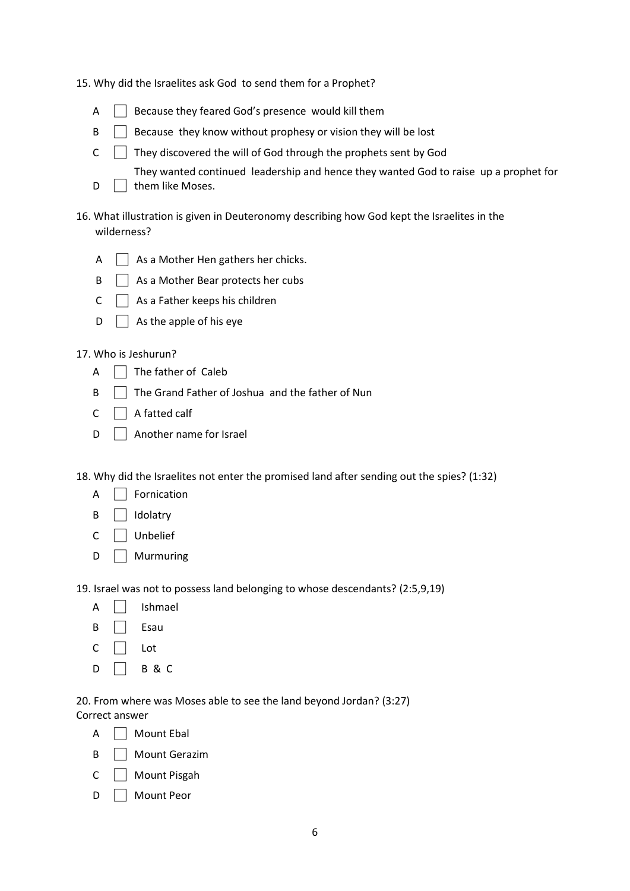15. Why did the Israelites ask God to send them for a Prophet?

- A ☐ Because they feared God's presence would kill them
- B ☐ Because they know without prophesy or vision they will be lost
- C ☐ They discovered the will of God through the prophets sent by God
- D ☐ They wanted continued leadership and hence they wanted God to raise up a prophet for them like Moses.

16. What illustration is given in Deuteronomy describing how God kept the Israelites in the wilderness?

- A ☐ As a Mother Hen gathers her chicks.
- B ☐ As a Mother Bear protects her cubs
- C ☐ As a Father keeps his children
- D ☐ As the apple of his eye

17. Who is Jeshurun?

- A ☐ The father of Caleb
- B ☐ The Grand Father of Joshua and the father of Nun
- C ☐ A fatted calf
- D ☐ Another name for Israel

18. Why did the Israelites not enter the promised land after sending out the spies? (1:32)

- A ☐ Fornication
- B ☐ Idolatry
- C ☐ Unbelief
- D ☐ Murmuring

19. Israel was not to possess land belonging to whose descendants? (2:5,9,19)

- A ☐ Ishmael
- B ☐ Esau
- C ☐ Lot
- D ☐ B & C

20. From where was Moses able to see the land beyond Jordan? (3:27)
Correct answer

- A ☐ Mount Ebal
- B ☐ Mount Gerazim
- C ☐ Mount Pisgah
- D ☐ Mount Peor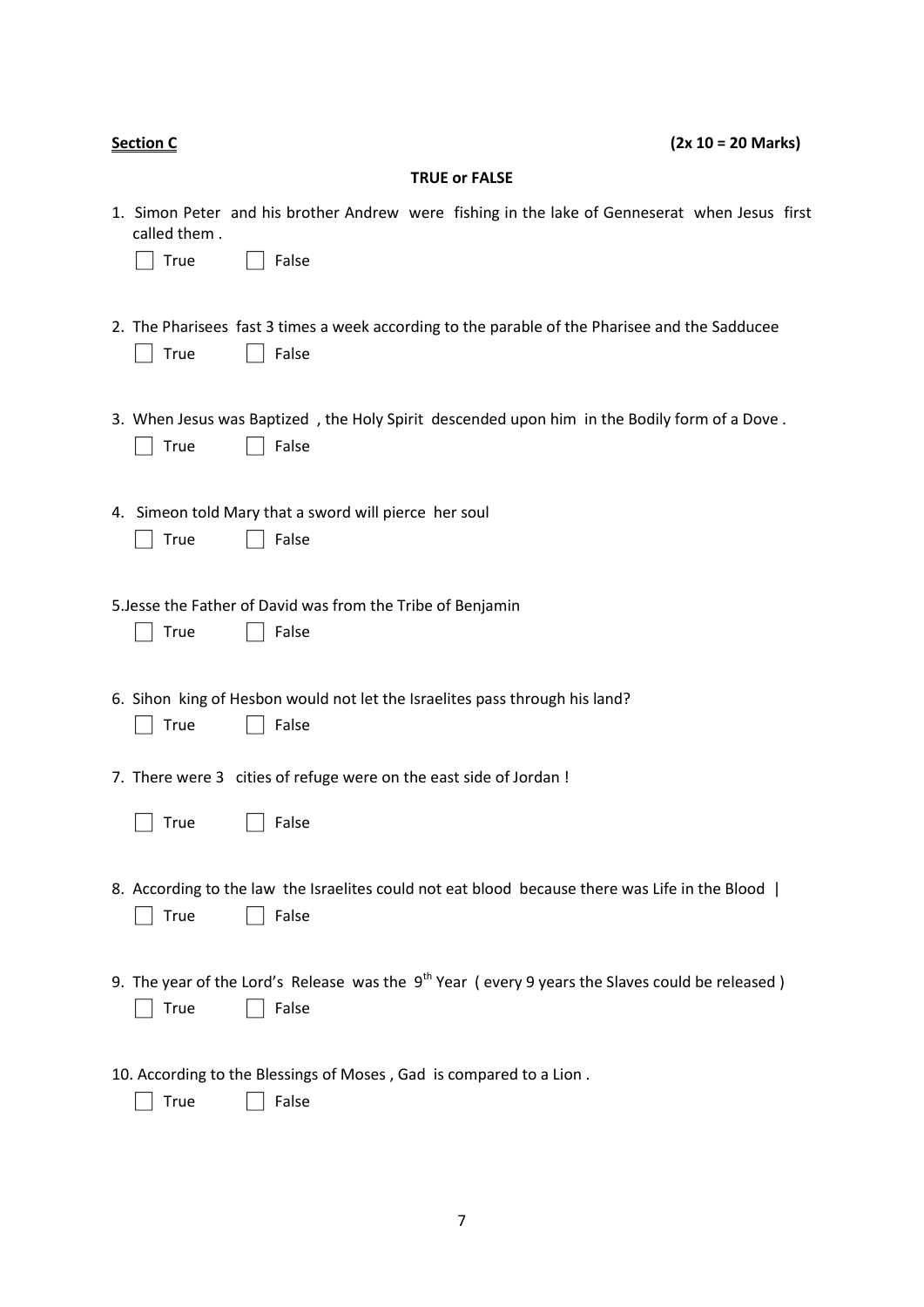**<u>Section C</u>** **(2x 10 = 20 Marks)**

**TRUE or FALSE**

1. Simon Peter and his brother Andrew were fishing in the lake of Genneserat when Jesus first called them .

   ☐ True ☐ False

2. The Pharisees fast 3 times a week according to the parable of the Pharisee and the Sadducee

   ☐ True ☐ False

3. When Jesus was Baptized , the Holy Spirit descended upon him in the Bodily form of a Dove .

   ☐ True ☐ False

4. Simeon told Mary that a sword will pierce her soul

   ☐ True ☐ False

5.Jesse the Father of David was from the Tribe of Benjamin

   ☐ True ☐ False

6. Sihon king of Hesbon would not let the Israelites pass through his land?

   ☐ True ☐ False

7. There were 3 cities of refuge were on the east side of Jordan !

   ☐ True ☐ False

8. According to the law the Israelites could not eat blood because there was Life in the Blood |

   ☐ True ☐ False

9. The year of the Lord's Release was the 9th Year ( every 9 years the Slaves could be released )

   ☐ True ☐ False

10. According to the Blessings of Moses , Gad is compared to a Lion .

   ☐ True ☐ False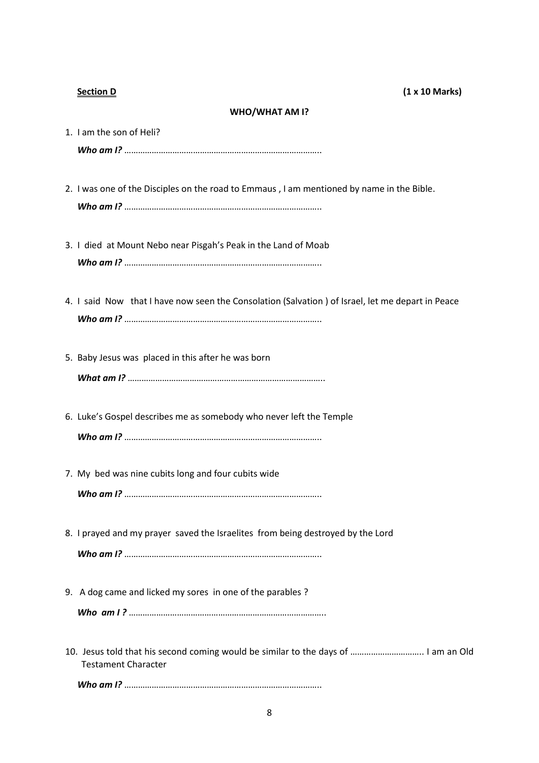**Section D** **(1 x 10 Marks)**

**WHO/WHAT AM I?**

1. I am the son of Heli?

   ***Who am I?*** …………………………………………………………………………..

2. I was one of the Disciples on the road to Emmaus , I am mentioned by name in the Bible.

   ***Who am I?*** …………………………………………………………………………..

3. I died at Mount Nebo near Pisgah's Peak in the Land of Moab

   ***Who am I?*** …………………………………………………………………………..

4. I said Now that I have now seen the Consolation (Salvation ) of Israel, let me depart in Peace

   ***Who am I?*** …………………………………………………………………………..

5. Baby Jesus was placed in this after he was born

   ***What am I?*** …………………………………………………………………………..

6. Luke's Gospel describes me as somebody who never left the Temple

   ***Who am I?*** …………………………………………………………………………..

7. My bed was nine cubits long and four cubits wide

   ***Who am I?*** …………………………………………………………………………..

8. I prayed and my prayer saved the Israelites from being destroyed by the Lord

   ***Who am I?*** …………………………………………………………………………..

9. A dog came and licked my sores in one of the parables ?

   ***Who am I ?*** …………………………………………………………………………..

10. Jesus told that his second coming would be similar to the days of ………………………….. I am an Old Testament Character

    ***Who am I?*** …………………………………………………………………………..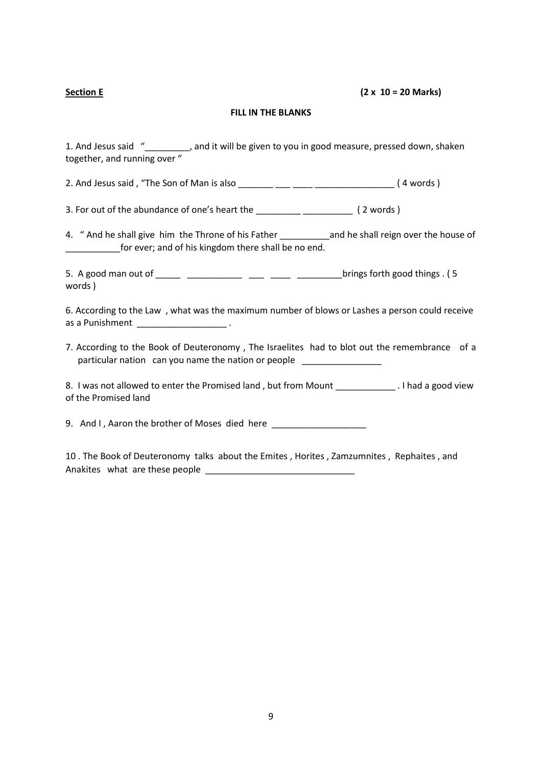**Section E** **(2 x 10 = 20 Marks)**

**FILL IN THE BLANKS**

1. And Jesus said "_________, and it will be given to you in good measure, pressed down, shaken together, and running over "

2. And Jesus said , "The Son of Man is also _______ ___ ____ ________________ ( 4 words )

3. For out of the abundance of one's heart the _________ __________ ( 2 words )

4. " And he shall give him the Throne of his Father __________and he shall reign over the house of ___________for ever; and of his kingdom there shall be no end.

5. A good man out of _____ ___________ ___ ____ _________brings forth good things . ( 5 words )

6. According to the Law , what was the maximum number of blows or Lashes a person could receive as a Punishment __________________ .

7. According to the Book of Deuteronomy , The Israelites had to blot out the remembrance of a particular nation can you name the nation or people ________________

8. I was not allowed to enter the Promised land , but from Mount ____________ . I had a good view of the Promised land

9. And I , Aaron the brother of Moses died here ___________________

10 . The Book of Deuteronomy talks about the Emites , Horites , Zamzumnites , Rephaites , and Anakites what are these people ______________________________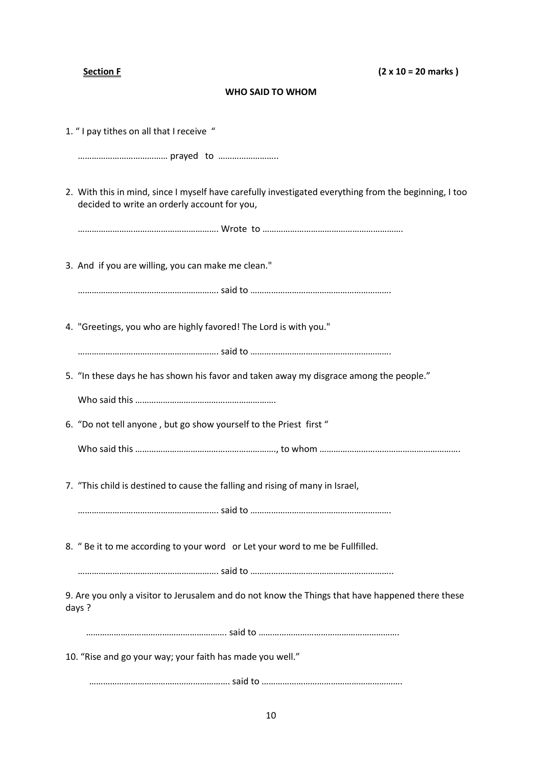**Section F** **(2 x 10 = 20 marks )**

**WHO SAID TO WHOM**

1. " I pay tithes on all that I receive "

   ………………………………… prayed to ……………………..

2. With this in mind, since I myself have carefully investigated everything from the beginning, I too decided to write an orderly account for you,

   ……………………………………………………. Wrote to …………………………………………………….

3. And if you are willing, you can make me clean."

   ……………………………………………………. said to …………………………………………………….

4. "Greetings, you who are highly favored! The Lord is with you."

   ……………………………………………………. said to …………………………………………………….

5. "In these days he has shown his favor and taken away my disgrace among the people."

   Who said this …………………………………………………….

6. "Do not tell anyone , but go show yourself to the Priest first "

   Who said this ……………………………………………………., to whom …………………………………………………….

7. "This child is destined to cause the falling and rising of many in Israel,

   ……………………………………………………. said to …………………………………………………….

8. " Be it to me according to your word or Let your word to me be Fullfilled.

   ……………………………………………………. said to ……………………………………………………..

9. Are you only a visitor to Jerusalem and do not know the Things that have happened there these days ?

   ……………………………………………………. said to …………………………………………………….

10. "Rise and go your way; your faith has made you well."

    ……………………………………………………. said to …………………………………………………….